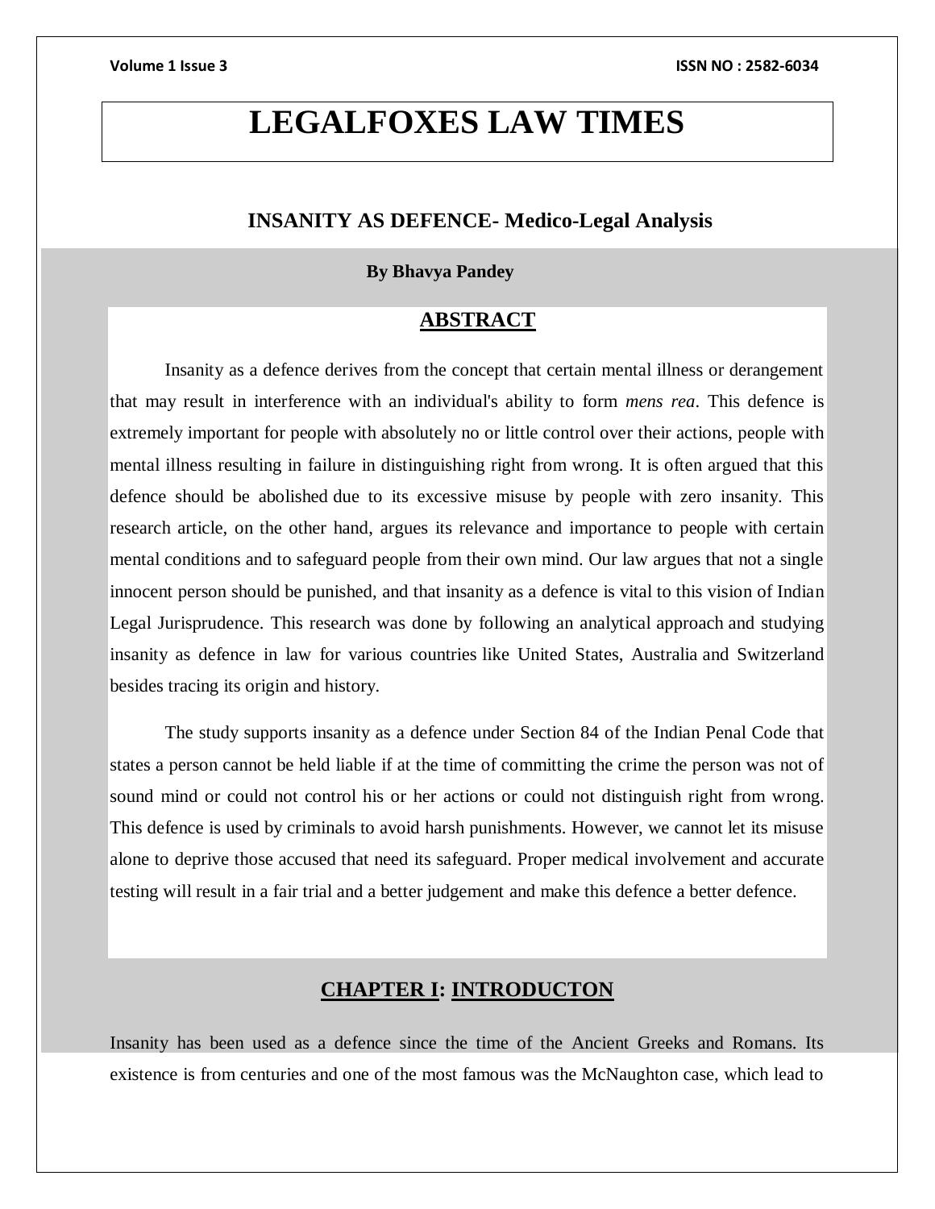# LEGALFOXES LAW TIMES

## INSANITY AS DEFENCE- Medico-Legal Analysis

**By Bhavya Pandey**

## ABSTRACT

Insanity as a defence derives from the concept that certain mental illness or derangement that may result in interference with an individual's ability to form *mens rea*. This defence is extremely important for people with absolutely no or little control over their actions, people with mental illness resulting in failure in distinguishing right from wrong. It is often argued that this defence should be abolished due to its excessive misuse by people with zero insanity. This research article, on the other hand, argues its relevance and importance to people with certain mental conditions and to safeguard people from their own mind. Our law argues that not a single innocent person should be punished, and that insanity as a defence is vital to this vision of Indian Legal Jurisprudence. This research was done by following an analytical approach and studying insanity as defence in law for various countries like United States, Australia and Switzerland besides tracing its origin and history.

The study supports insanity as a defence under Section 84 of the Indian Penal Code that states a person cannot be held liable if at the time of committing the crime the person was not of sound mind or could not control his or her actions or could not distinguish right from wrong. This defence is used by criminals to avoid harsh punishments. However, we cannot let its misuse alone to deprive those accused that need its safeguard. Proper medical involvement and accurate testing will result in a fair trial and a better judgement and make this defence a better defence.

## CHAPTER I: INTRODUCTON

Insanity has been used as a defence since the time of the Ancient Greeks and Romans. Its existence is from centuries and one of the most famous was the McNaughton case, which lead to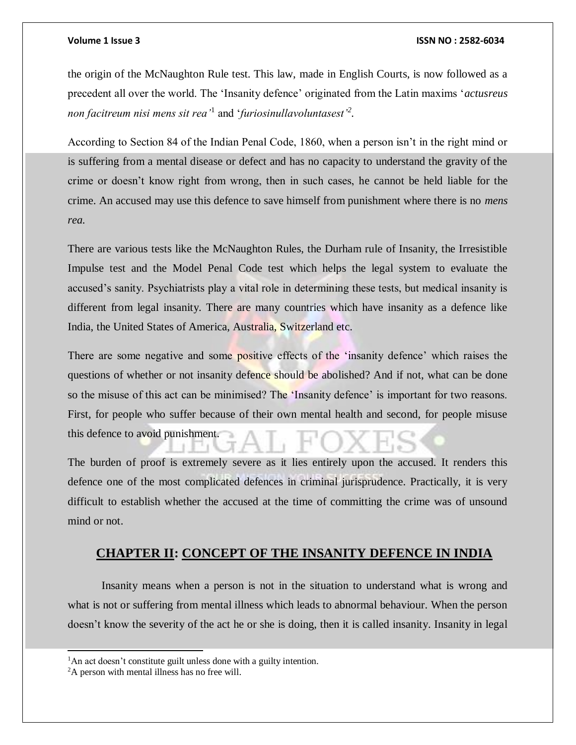the origin of the McNaughton Rule test. This law, made in English Courts, is now followed as a precedent all over the world. The 'Insanity defence' originated from the Latin maxims '*actusreus non facitreum nisi mens sit rea*'[1] and '*furiosinullavoluntasest*'[2].

According to Section 84 of the Indian Penal Code, 1860, when a person isn't in the right mind or is suffering from a mental disease or defect and has no capacity to understand the gravity of the crime or doesn't know right from wrong, then in such cases, he cannot be held liable for the crime. An accused may use this defence to save himself from punishment where there is no *mens rea.*

There are various tests like the McNaughton Rules, the Durham rule of Insanity, the Irresistible Impulse test and the Model Penal Code test which helps the legal system to evaluate the accused's sanity. Psychiatrists play a vital role in determining these tests, but medical insanity is different from legal insanity. There are many countries which have insanity as a defence like India, the United States of America, Australia, Switzerland etc.

There are some negative and some positive effects of the 'insanity defence' which raises the questions of whether or not insanity defence should be abolished? And if not, what can be done so the misuse of this act can be minimised? The 'Insanity defence' is important for two reasons. First, for people who suffer because of their own mental health and second, for people misuse this defence to avoid punishment.

The burden of proof is extremely severe as it lies entirely upon the accused. It renders this defence one of the most complicated defences in criminal jurisprudence. Practically, it is very difficult to establish whether the accused at the time of committing the crime was of unsound mind or not.

## CHAPTER II: CONCEPT OF THE INSANITY DEFENCE IN INDIA

Insanity means when a person is not in the situation to understand what is wrong and what is not or suffering from mental illness which leads to abnormal behaviour. When the person doesn't know the severity of the act he or she is doing, then it is called insanity. Insanity in legal

---

[1] An act doesn't constitute guilt unless done with a guilty intention.

[2] A person with mental illness has no free will.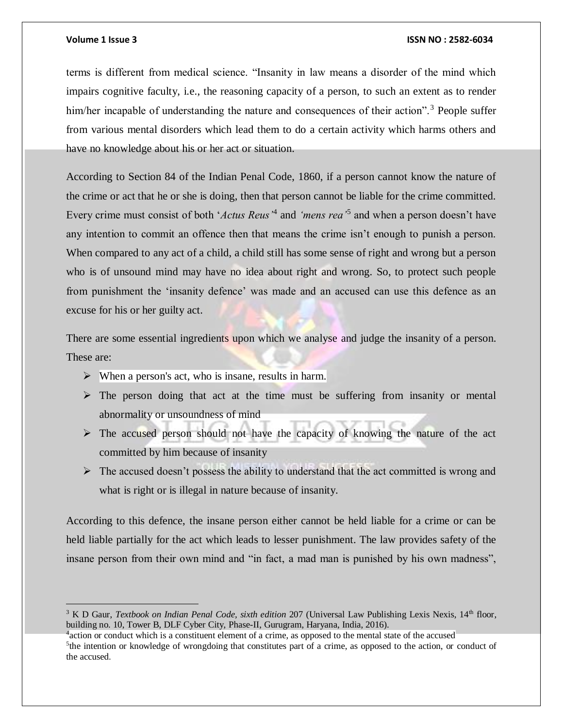terms is different from medical science. "Insanity in law means a disorder of the mind which impairs cognitive faculty, i.e., the reasoning capacity of a person, to such an extent as to render him/her incapable of understanding the nature and consequences of their action".[3] People suffer from various mental disorders which lead them to do a certain activity which harms others and have no knowledge about his or her act or situation.

According to Section 84 of the Indian Penal Code, 1860, if a person cannot know the nature of the crime or act that he or she is doing, then that person cannot be liable for the crime committed. Every crime must consist of both '*Actus Reus*'[4] and *'mens rea'*[5] and when a person doesn't have any intention to commit an offence then that means the crime isn't enough to punish a person. When compared to any act of a child, a child still has some sense of right and wrong but a person who is of unsound mind may have no idea about right and wrong. So, to protect such people from punishment the 'insanity defence' was made and an accused can use this defence as an excuse for his or her guilty act.

There are some essential ingredients upon which we analyse and judge the insanity of a person. These are:

- When a person's act, who is insane, results in harm.
- The person doing that act at the time must be suffering from insanity or mental abnormality or unsoundness of mind
- The accused person should not have the capacity of knowing the nature of the act committed by him because of insanity
- The accused doesn't possess the ability to understand that the act committed is wrong and what is right or is illegal in nature because of insanity.

According to this defence, the insane person either cannot be held liable for a crime or can be held liable partially for the act which leads to lesser punishment. The law provides safety of the insane person from their own mind and "in fact, a mad man is punished by his own madness",

---

[3] K D Gaur, *Textbook on Indian Penal Code, sixth edition* 207 (Universal Law Publishing Lexis Nexis, 14th floor, building no. 10, Tower B, DLF Cyber City, Phase-II, Gurugram, Haryana, India, 2016).

[4] action or conduct which is a constituent element of a crime, as opposed to the mental state of the accused

[5] the intention or knowledge of wrongdoing that constitutes part of a crime, as opposed to the action, or conduct of the accused.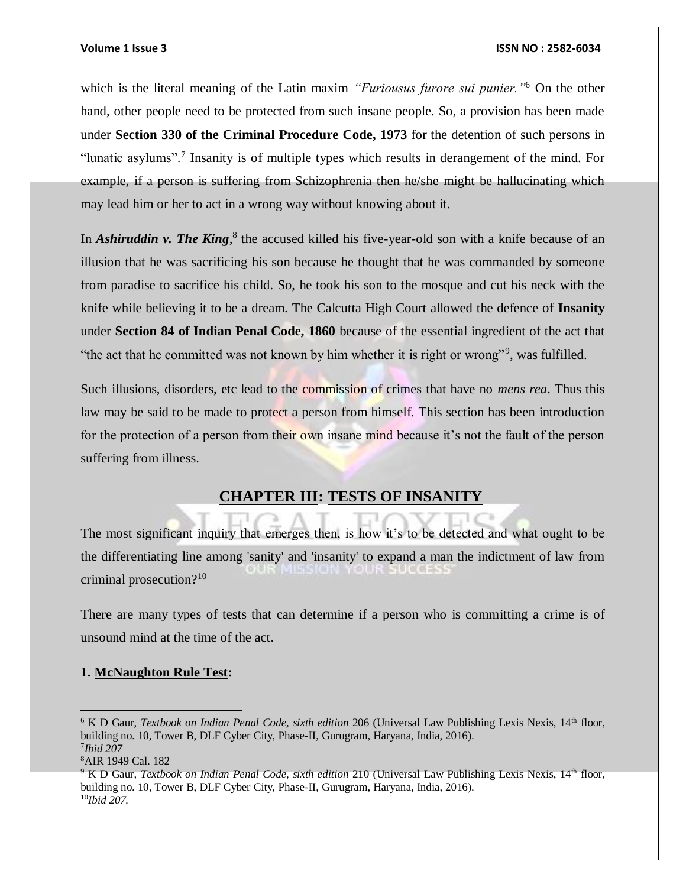which is the literal meaning of the Latin maxim *"Furiousus furore sui punier."*[6] On the other hand, other people need to be protected from such insane people. So, a provision has been made under **Section 330 of the Criminal Procedure Code, 1973** for the detention of such persons in "lunatic asylums".[7] Insanity is of multiple types which results in derangement of the mind. For example, if a person is suffering from Schizophrenia then he/she might be hallucinating which may lead him or her to act in a wrong way without knowing about it.

In ***Ashiruddin v. The King***,[8] the accused killed his five-year-old son with a knife because of an illusion that he was sacrificing his son because he thought that he was commanded by someone from paradise to sacrifice his child. So, he took his son to the mosque and cut his neck with the knife while believing it to be a dream. The Calcutta High Court allowed the defence of **Insanity** under **Section 84 of Indian Penal Code, 1860** because of the essential ingredient of the act that "the act that he committed was not known by him whether it is right or wrong"[9], was fulfilled.

Such illusions, disorders, etc lead to the commission of crimes that have no *mens rea*. Thus this law may be said to be made to protect a person from himself. This section has been introduction for the protection of a person from their own insane mind because it's not the fault of the person suffering from illness.

## CHAPTER III: TESTS OF INSANITY

The most significant inquiry that emerges then, is how it's to be detected and what ought to be the differentiating line among 'sanity' and 'insanity' to expand a man the indictment of law from criminal prosecution?[10]

There are many types of tests that can determine if a person who is committing a crime is of unsound mind at the time of the act.

**1. McNaughton Rule Test:**

---

[6] K D Gaur, *Textbook on Indian Penal Code, sixth edition* 206 (Universal Law Publishing Lexis Nexis, 14th floor, building no. 10, Tower B, DLF Cyber City, Phase-II, Gurugram, Haryana, India, 2016).

[7] *Ibid 207*

[8] AIR 1949 Cal. 182

[9] K D Gaur, *Textbook on Indian Penal Code, sixth edition* 210 (Universal Law Publishing Lexis Nexis, 14th floor, building no. 10, Tower B, DLF Cyber City, Phase-II, Gurugram, Haryana, India, 2016).

[10] *Ibid 207.*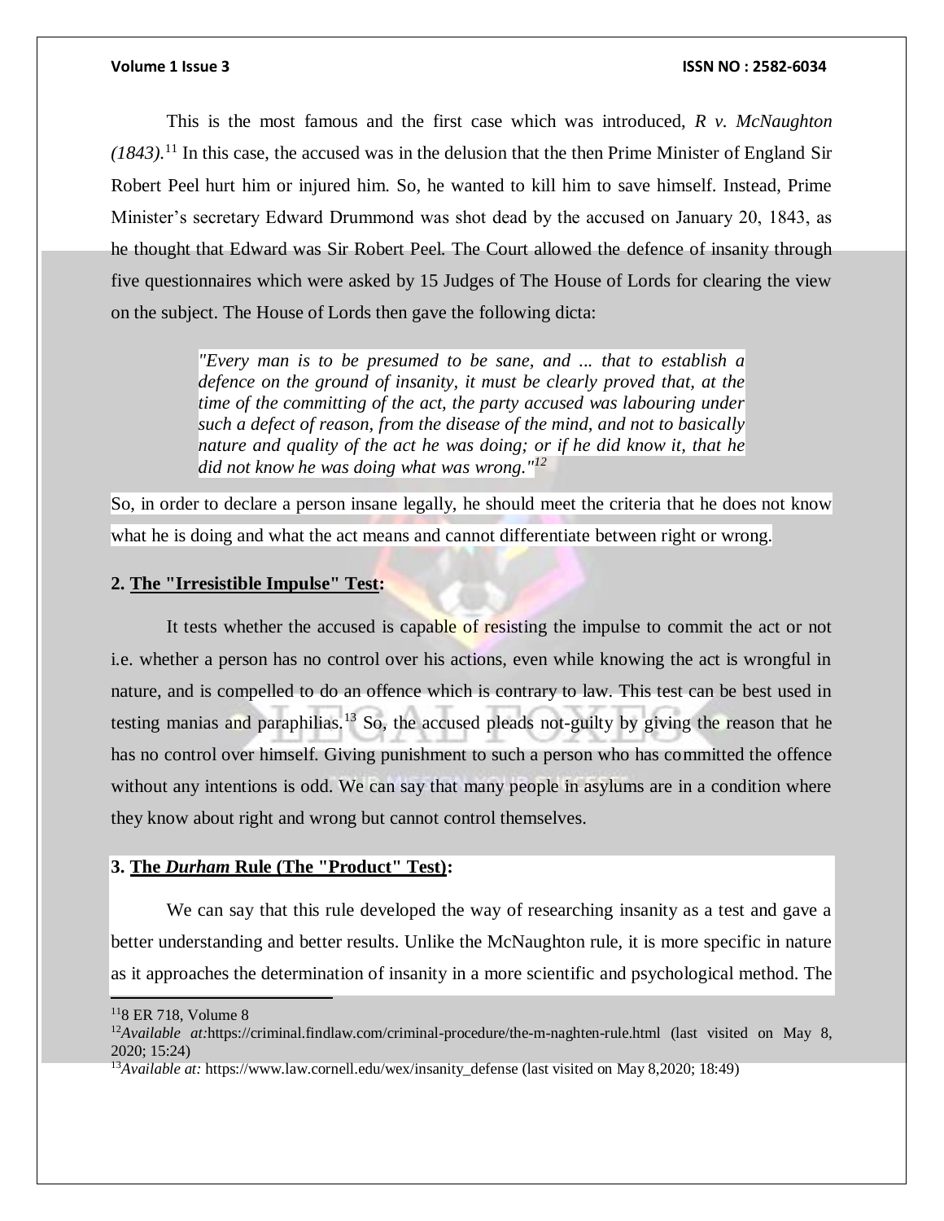This is the most famous and the first case which was introduced, *R v. McNaughton (1843)*.[11] In this case, the accused was in the delusion that the then Prime Minister of England Sir Robert Peel hurt him or injured him. So, he wanted to kill him to save himself. Instead, Prime Minister's secretary Edward Drummond was shot dead by the accused on January 20, 1843, as he thought that Edward was Sir Robert Peel. The Court allowed the defence of insanity through five questionnaires which were asked by 15 Judges of The House of Lords for clearing the view on the subject. The House of Lords then gave the following dicta:

> *"Every man is to be presumed to be sane, and ... that to establish a defence on the ground of insanity, it must be clearly proved that, at the time of the committing of the act, the party accused was labouring under such a defect of reason, from the disease of the mind, and not to basically nature and quality of the act he was doing; or if he did know it, that he did not know he was doing what was wrong."*[12]

So, in order to declare a person insane legally, he should meet the criteria that he does not know what he is doing and what the act means and cannot differentiate between right or wrong.

**2. <u>The "Irresistible Impulse" Test</u>:**

It tests whether the accused is capable of resisting the impulse to commit the act or not i.e. whether a person has no control over his actions, even while knowing the act is wrongful in nature, and is compelled to do an offence which is contrary to law. This test can be best used in testing manias and paraphilias.[13] So, the accused pleads not-guilty by giving the reason that he has no control over himself. Giving punishment to such a person who has committed the offence without any intentions is odd. We can say that many people in asylums are in a condition where they know about right and wrong but cannot control themselves.

**3. <u>The *Durham* Rule (The "Product" Test)</u>:**

We can say that this rule developed the way of researching insanity as a test and gave a better understanding and better results. Unlike the McNaughton rule, it is more specific in nature as it approaches the determination of insanity in a more scientific and psychological method. The

---

[11] 8 ER 718, Volume 8

[12] *Available at:*https://criminal.findlaw.com/criminal-procedure/the-m-naghten-rule.html (last visited on May 8, 2020; 15:24)

[13] *Available at:* https://www.law.cornell.edu/wex/insanity_defense (last visited on May 8,2020; 18:49)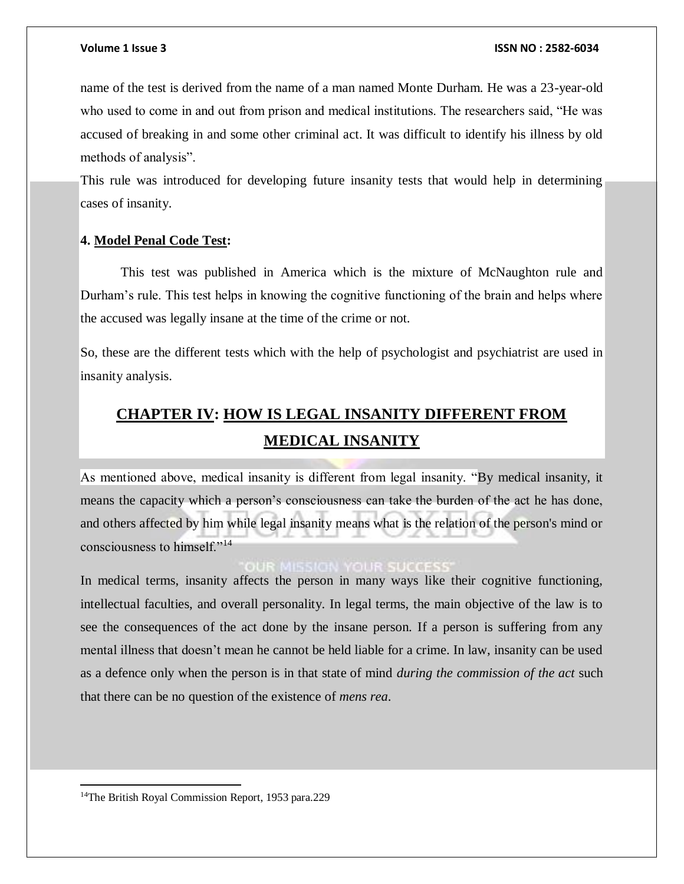name of the test is derived from the name of a man named Monte Durham. He was a 23-year-old who used to come in and out from prison and medical institutions. The researchers said, "He was accused of breaking in and some other criminal act. It was difficult to identify his illness by old methods of analysis".

This rule was introduced for developing future insanity tests that would help in determining cases of insanity.

**4. Model Penal Code Test:**

This test was published in America which is the mixture of McNaughton rule and Durham's rule. This test helps in knowing the cognitive functioning of the brain and helps where the accused was legally insane at the time of the crime or not.

So, these are the different tests which with the help of psychologist and psychiatrist are used in insanity analysis.

## CHAPTER IV: HOW IS LEGAL INSANITY DIFFERENT FROM MEDICAL INSANITY

As mentioned above, medical insanity is different from legal insanity. "By medical insanity, it means the capacity which a person's consciousness can take the burden of the act he has done, and others affected by him while legal insanity means what is the relation of the person's mind or consciousness to himself."[14]

In medical terms, insanity affects the person in many ways like their cognitive functioning, intellectual faculties, and overall personality. In legal terms, the main objective of the law is to see the consequences of the act done by the insane person. If a person is suffering from any mental illness that doesn't mean he cannot be held liable for a crime. In law, insanity can be used as a defence only when the person is in that state of mind *during the commission of the act* such that there can be no question of the existence of *mens rea*.

---

[14] The British Royal Commission Report, 1953 para.229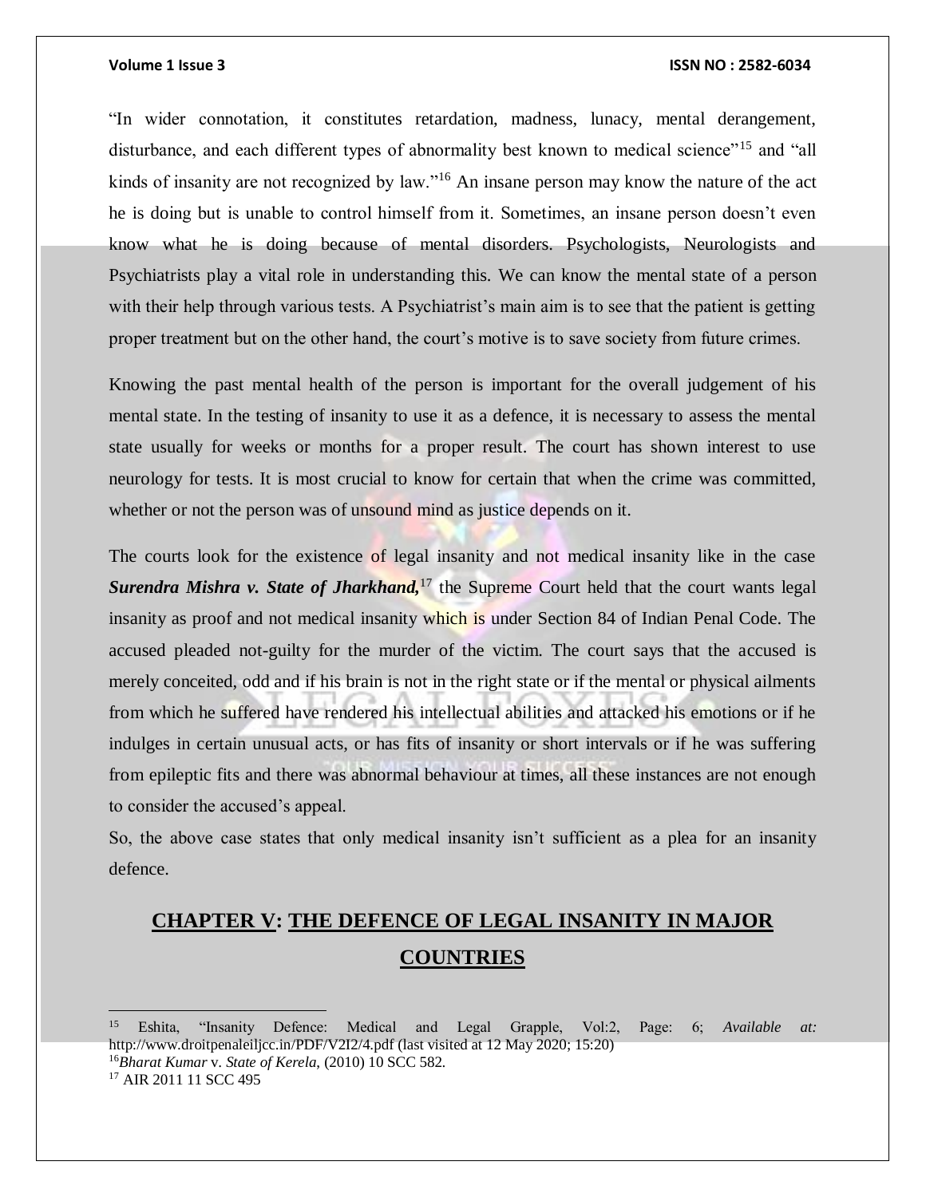"In wider connotation, it constitutes retardation, madness, lunacy, mental derangement, disturbance, and each different types of abnormality best known to medical science"[15] and "all kinds of insanity are not recognized by law."[16] An insane person may know the nature of the act he is doing but is unable to control himself from it. Sometimes, an insane person doesn't even know what he is doing because of mental disorders. Psychologists, Neurologists and Psychiatrists play a vital role in understanding this. We can know the mental state of a person with their help through various tests. A Psychiatrist's main aim is to see that the patient is getting proper treatment but on the other hand, the court's motive is to save society from future crimes.

Knowing the past mental health of the person is important for the overall judgement of his mental state. In the testing of insanity to use it as a defence, it is necessary to assess the mental state usually for weeks or months for a proper result. The court has shown interest to use neurology for tests. It is most crucial to know for certain that when the crime was committed, whether or not the person was of unsound mind as justice depends on it.

The courts look for the existence of legal insanity and not medical insanity like in the case ***Surendra Mishra v. State of Jharkhand,***[17] the Supreme Court held that the court wants legal insanity as proof and not medical insanity which is under Section 84 of Indian Penal Code. The accused pleaded not-guilty for the murder of the victim. The court says that the accused is merely conceited, odd and if his brain is not in the right state or if the mental or physical ailments from which he suffered have rendered his intellectual abilities and attacked his emotions or if he indulges in certain unusual acts, or has fits of insanity or short intervals or if he was suffering from epileptic fits and there was abnormal behaviour at times, all these instances are not enough to consider the accused's appeal.

So, the above case states that only medical insanity isn't sufficient as a plea for an insanity defence.

## CHAPTER V: THE DEFENCE OF LEGAL INSANITY IN MAJOR COUNTRIES

---

[15] Eshita, "Insanity Defence: Medical and Legal Grapple, Vol:2, Page: 6; *Available at:* http://www.droitpenaleiljcc.in/PDF/V2I2/4.pdf (last visited at 12 May 2020; 15:20)

[16] *Bharat Kumar* v. *State of Kerela*, (2010) 10 SCC 582.

[17] AIR 2011 11 SCC 495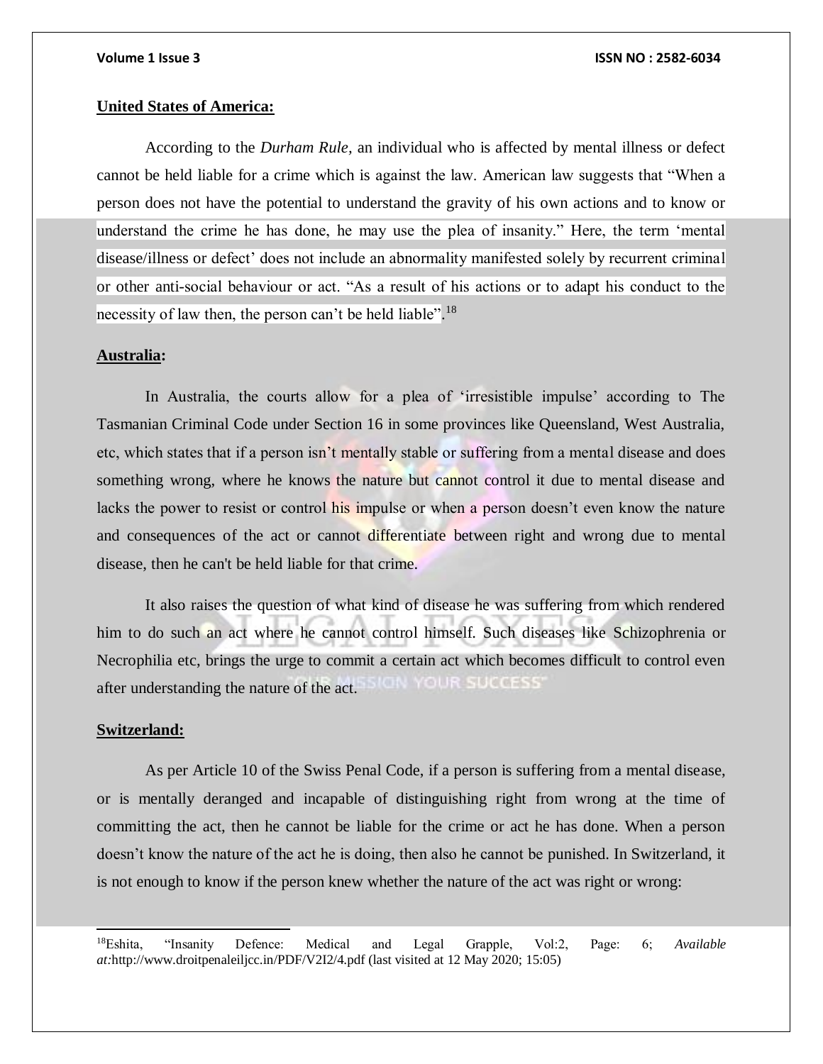**United States of America:**

According to the *Durham Rule,* an individual who is affected by mental illness or defect cannot be held liable for a crime which is against the law. American law suggests that "When a person does not have the potential to understand the gravity of his own actions and to know or understand the crime he has done, he may use the plea of insanity." Here, the term 'mental disease/illness or defect' does not include an abnormality manifested solely by recurrent criminal or other anti-social behaviour or act. "As a result of his actions or to adapt his conduct to the necessity of law then, the person can't be held liable".[18]

**Australia:**

In Australia, the courts allow for a plea of 'irresistible impulse' according to The Tasmanian Criminal Code under Section 16 in some provinces like Queensland, West Australia, etc, which states that if a person isn't mentally stable or suffering from a mental disease and does something wrong, where he knows the nature but cannot control it due to mental disease and lacks the power to resist or control his impulse or when a person doesn't even know the nature and consequences of the act or cannot differentiate between right and wrong due to mental disease, then he can't be held liable for that crime.

It also raises the question of what kind of disease he was suffering from which rendered him to do such an act where he cannot control himself. Such diseases like Schizophrenia or Necrophilia etc, brings the urge to commit a certain act which becomes difficult to control even after understanding the nature of the act.

**Switzerland:**

As per Article 10 of the Swiss Penal Code, if a person is suffering from a mental disease, or is mentally deranged and incapable of distinguishing right from wrong at the time of committing the act, then he cannot be liable for the crime or act he has done. When a person doesn't know the nature of the act he is doing, then also he cannot be punished. In Switzerland, it is not enough to know if the person knew whether the nature of the act was right or wrong:

---

[18] Eshita, "Insanity Defence: Medical and Legal Grapple, Vol:2, Page: 6; *Available at:*http://www.droitpenaleiljcc.in/PDF/V2I2/4.pdf (last visited at 12 May 2020; 15:05)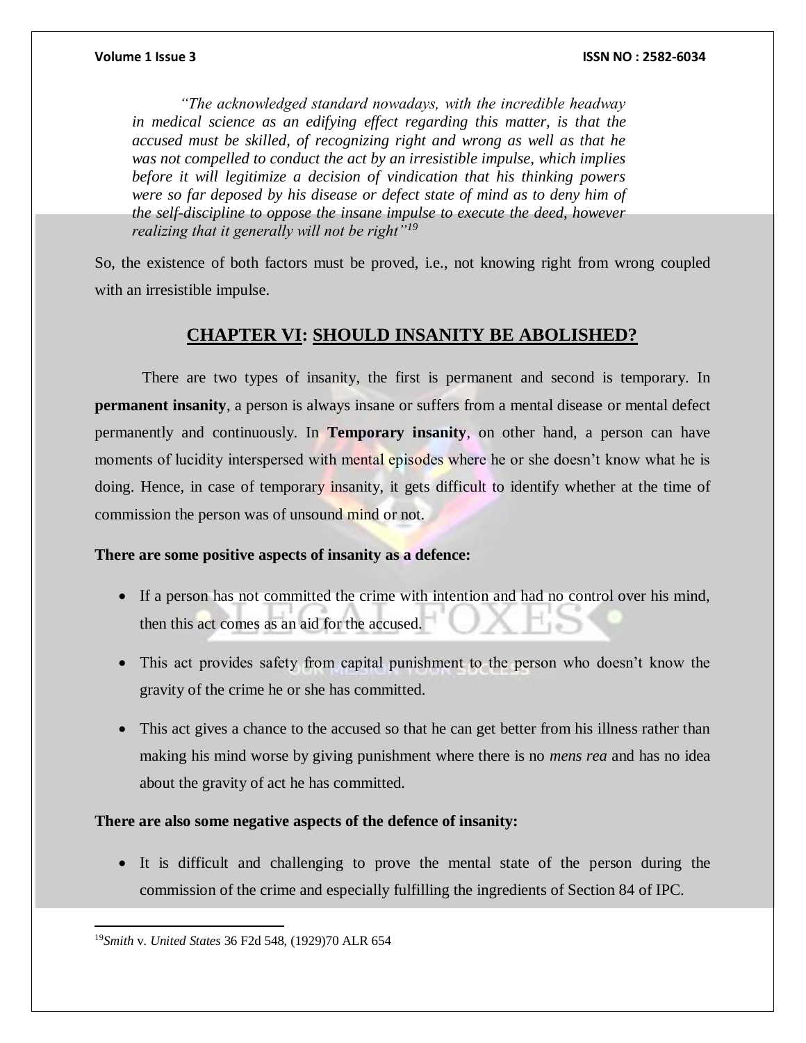> *"The acknowledged standard nowadays, with the incredible headway in medical science as an edifying effect regarding this matter, is that the accused must be skilled, of recognizing right and wrong as well as that he was not compelled to conduct the act by an irresistible impulse, which implies before it will legitimize a decision of vindication that his thinking powers were so far deposed by his disease or defect state of mind as to deny him of the self-discipline to oppose the insane impulse to execute the deed, however realizing that it generally will not be right"*[19]

So, the existence of both factors must be proved, i.e., not knowing right from wrong coupled with an irresistible impulse.

## CHAPTER VI: SHOULD INSANITY BE ABOLISHED?

There are two types of insanity, the first is permanent and second is temporary. In **permanent insanity**, a person is always insane or suffers from a mental disease or mental defect permanently and continuously. In **Temporary insanity**, on other hand, a person can have moments of lucidity interspersed with mental episodes where he or she doesn't know what he is doing. Hence, in case of temporary insanity, it gets difficult to identify whether at the time of commission the person was of unsound mind or not.

**There are some positive aspects of insanity as a defence:**

- If a person has not committed the crime with intention and had no control over his mind, then this act comes as an aid for the accused.
- This act provides safety from capital punishment to the person who doesn't know the gravity of the crime he or she has committed.
- This act gives a chance to the accused so that he can get better from his illness rather than making his mind worse by giving punishment where there is no *mens rea* and has no idea about the gravity of act he has committed.

**There are also some negative aspects of the defence of insanity:**

- It is difficult and challenging to prove the mental state of the person during the commission of the crime and especially fulfilling the ingredients of Section 84 of IPC.

---

[19] *Smith* v. *United States* 36 F2d 548, (1929)70 ALR 654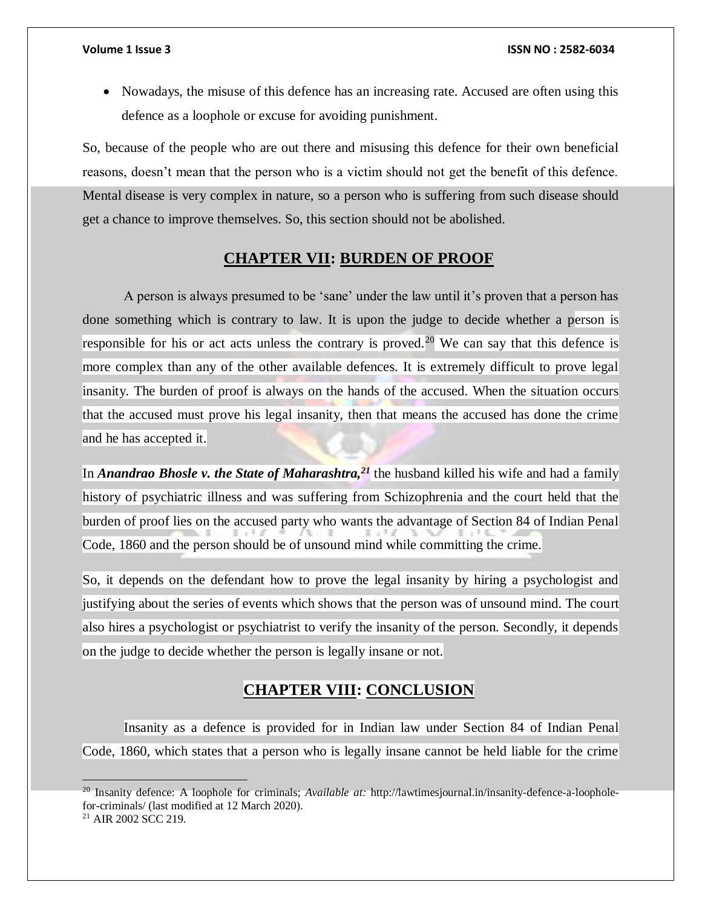- Nowadays, the misuse of this defence has an increasing rate. Accused are often using this defence as a loophole or excuse for avoiding punishment.

So, because of the people who are out there and misusing this defence for their own beneficial reasons, doesn't mean that the person who is a victim should not get the benefit of this defence. Mental disease is very complex in nature, so a person who is suffering from such disease should get a chance to improve themselves. So, this section should not be abolished.

## CHAPTER VII: BURDEN OF PROOF

A person is always presumed to be 'sane' under the law until it's proven that a person has done something which is contrary to law. It is upon the judge to decide whether a person is responsible for his or act acts unless the contrary is proved.[20] We can say that this defence is more complex than any of the other available defences. It is extremely difficult to prove legal insanity. The burden of proof is always on the hands of the accused. When the situation occurs that the accused must prove his legal insanity, then that means the accused has done the crime and he has accepted it.

In ***Anandrao Bhosle v. the State of Maharashtra,***[21] the husband killed his wife and had a family history of psychiatric illness and was suffering from Schizophrenia and the court held that the burden of proof lies on the accused party who wants the advantage of Section 84 of Indian Penal Code, 1860 and the person should be of unsound mind while committing the crime.

So, it depends on the defendant how to prove the legal insanity by hiring a psychologist and justifying about the series of events which shows that the person was of unsound mind. The court also hires a psychologist or psychiatrist to verify the insanity of the person. Secondly, it depends on the judge to decide whether the person is legally insane or not.

## CHAPTER VIII: CONCLUSION

Insanity as a defence is provided for in Indian law under Section 84 of Indian Penal Code, 1860, which states that a person who is legally insane cannot be held liable for the crime

---

[20] Insanity defence: A loophole for criminals; *Available at:* http://lawtimesjournal.in/insanity-defence-a-loophole-for-criminals/ (last modified at 12 March 2020).

[21] AIR 2002 SCC 219.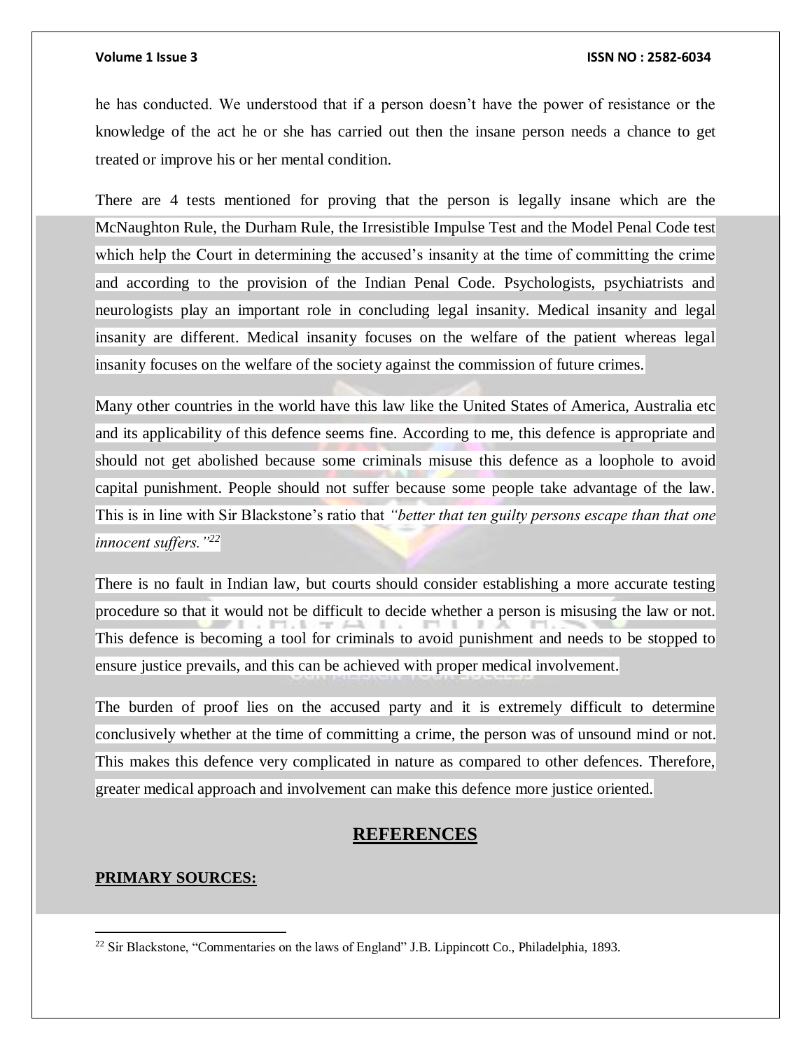he has conducted. We understood that if a person doesn't have the power of resistance or the knowledge of the act he or she has carried out then the insane person needs a chance to get treated or improve his or her mental condition.

There are 4 tests mentioned for proving that the person is legally insane which are the McNaughton Rule, the Durham Rule, the Irresistible Impulse Test and the Model Penal Code test which help the Court in determining the accused's insanity at the time of committing the crime and according to the provision of the Indian Penal Code. Psychologists, psychiatrists and neurologists play an important role in concluding legal insanity. Medical insanity and legal insanity are different. Medical insanity focuses on the welfare of the patient whereas legal insanity focuses on the welfare of the society against the commission of future crimes.

Many other countries in the world have this law like the United States of America, Australia etc and its applicability of this defence seems fine. According to me, this defence is appropriate and should not get abolished because some criminals misuse this defence as a loophole to avoid capital punishment. People should not suffer because some people take advantage of the law. This is in line with Sir Blackstone's ratio that *"better that ten guilty persons escape than that one innocent suffers."*[22]

There is no fault in Indian law, but courts should consider establishing a more accurate testing procedure so that it would not be difficult to decide whether a person is misusing the law or not. This defence is becoming a tool for criminals to avoid punishment and needs to be stopped to ensure justice prevails, and this can be achieved with proper medical involvement.

The burden of proof lies on the accused party and it is extremely difficult to determine conclusively whether at the time of committing a crime, the person was of unsound mind or not. This makes this defence very complicated in nature as compared to other defences. Therefore, greater medical approach and involvement can make this defence more justice oriented.

## REFERENCES

**PRIMARY SOURCES:**

[22] Sir Blackstone, "Commentaries on the laws of England" J.B. Lippincott Co., Philadelphia, 1893.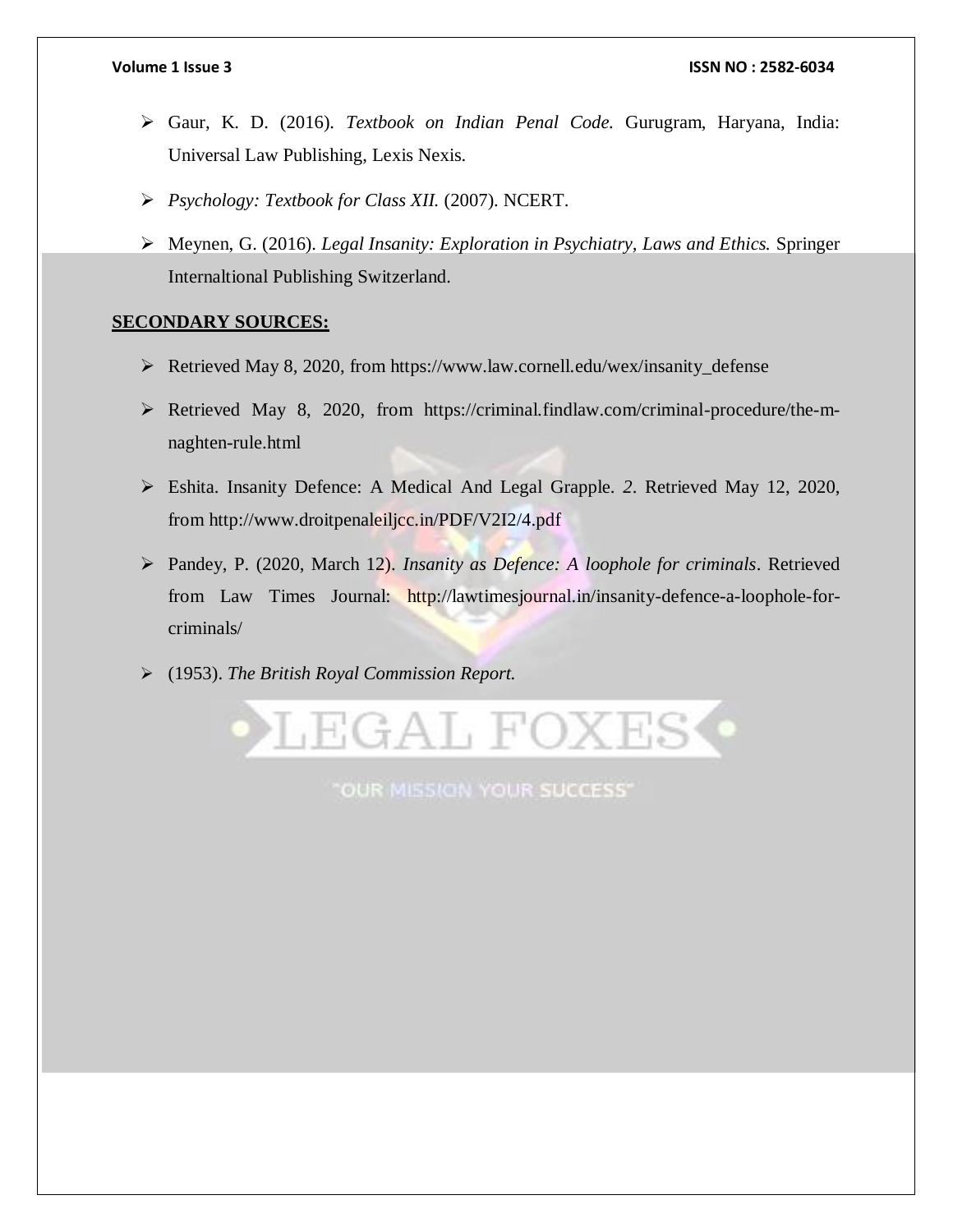- Gaur, K. D. (2016). *Textbook on Indian Penal Code.* Gurugram, Haryana, India: Universal Law Publishing, Lexis Nexis.
- *Psychology: Textbook for Class XII.* (2007). NCERT.
- Meynen, G. (2016). *Legal Insanity: Exploration in Psychiatry, Laws and Ethics.* Springer Internaltional Publishing Switzerland.

**SECONDARY SOURCES:**

- Retrieved May 8, 2020, from https://www.law.cornell.edu/wex/insanity_defense
- Retrieved May 8, 2020, from https://criminal.findlaw.com/criminal-procedure/the-m-naghten-rule.html
- Eshita. Insanity Defence: A Medical And Legal Grapple. *2*. Retrieved May 12, 2020, from http://www.droitpenaleiljcc.in/PDF/V2I2/4.pdf
- Pandey, P. (2020, March 12). *Insanity as Defence: A loophole for criminals*. Retrieved from Law Times Journal: http://lawtimesjournal.in/insanity-defence-a-loophole-for-criminals/
- (1953). *The British Royal Commission Report.*